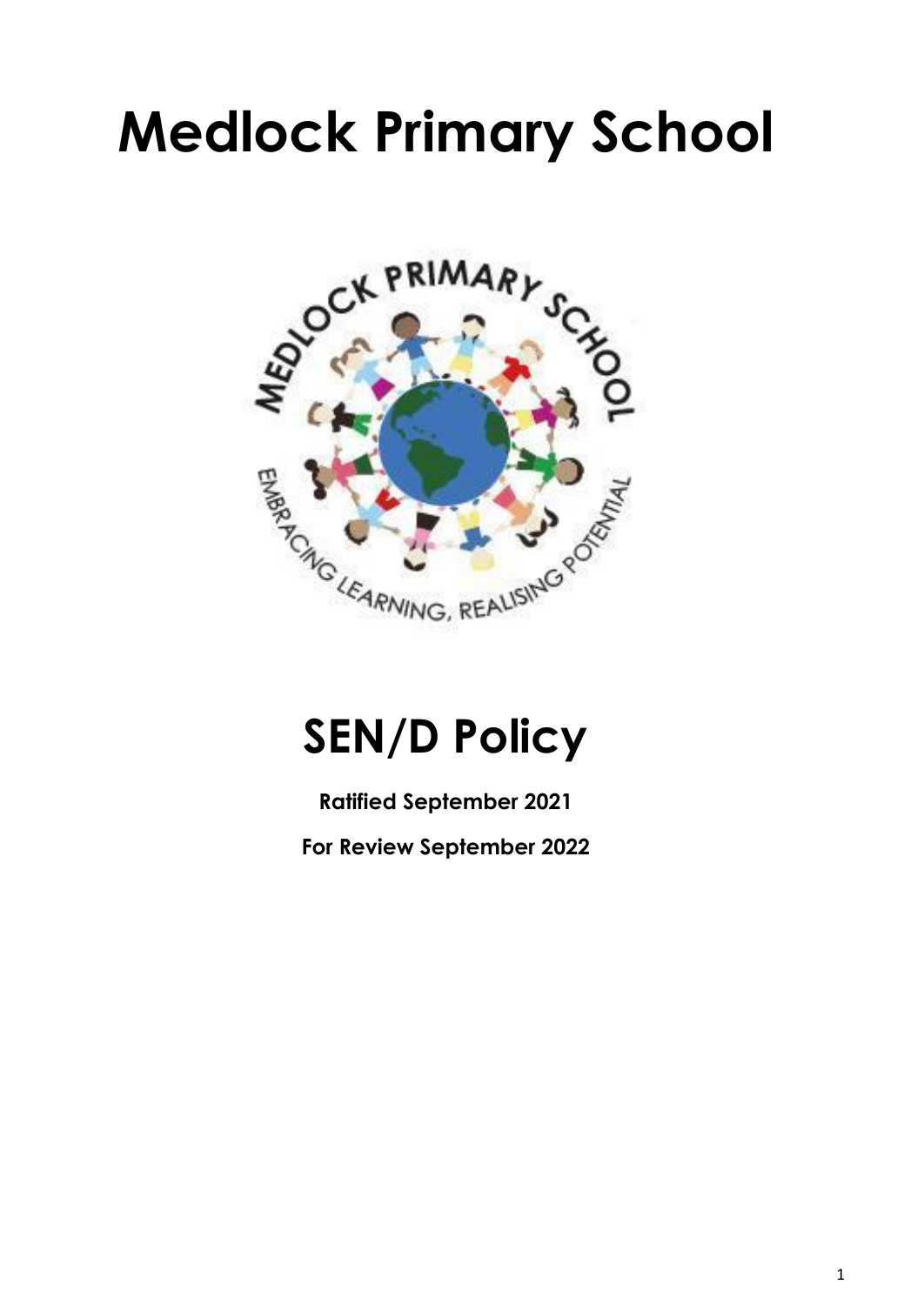# Medlock Primary School

## SEN/D Policy

**Ratified September 2021**

**For Review September 2022**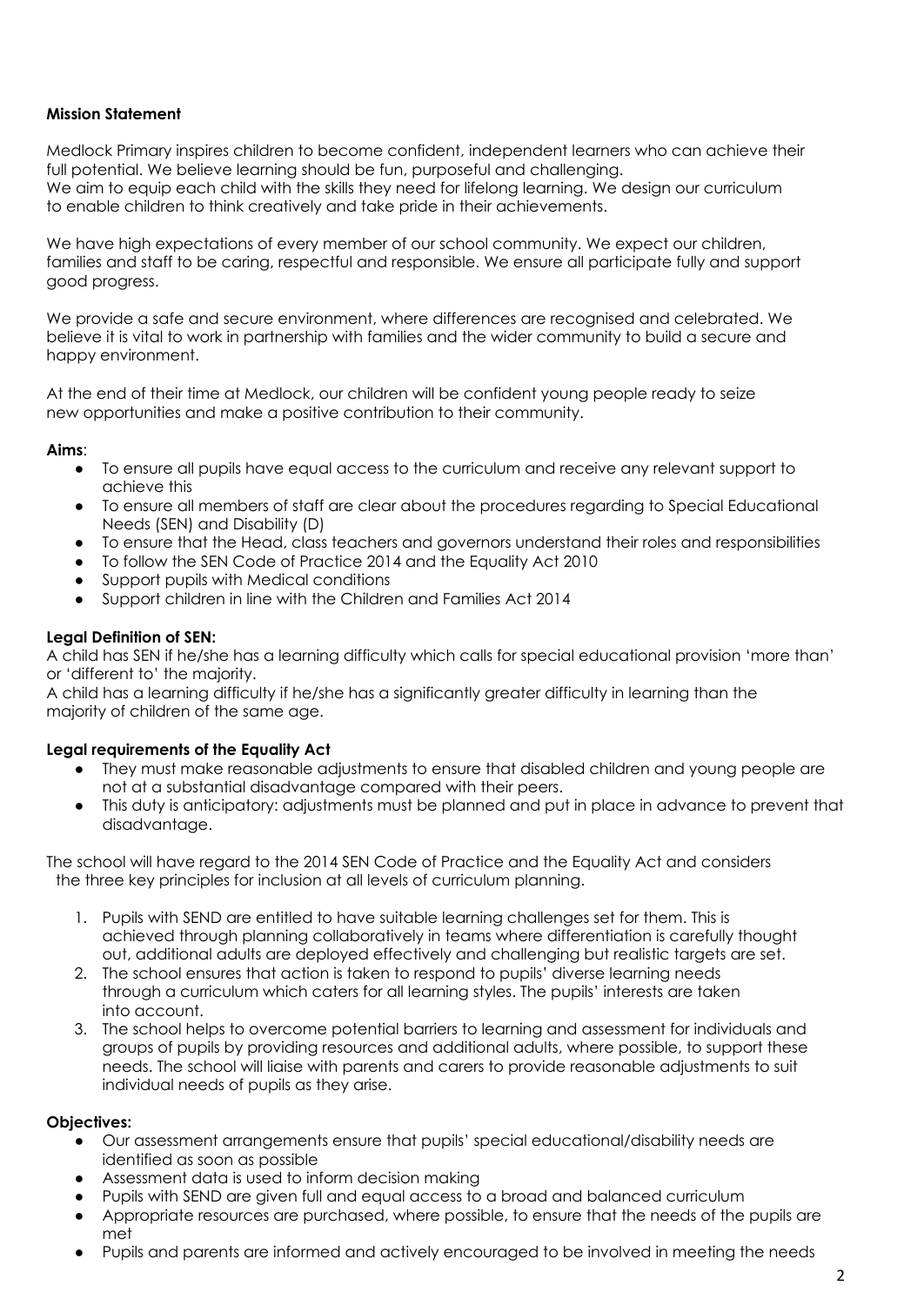**Mission Statement**

Medlock Primary inspires children to become confident, independent learners who can achieve their full potential. We believe learning should be fun, purposeful and challenging.
We aim to equip each child with the skills they need for lifelong learning. We design our curriculum to enable children to think creatively and take pride in their achievements.

We have high expectations of every member of our school community. We expect our children, families and staff to be caring, respectful and responsible. We ensure all participate fully and support good progress.

We provide a safe and secure environment, where differences are recognised and celebrated. We believe it is vital to work in partnership with families and the wider community to build a secure and happy environment.

At the end of their time at Medlock, our children will be confident young people ready to seize new opportunities and make a positive contribution to their community.

**Aims**:

- To ensure all pupils have equal access to the curriculum and receive any relevant support to achieve this
- To ensure all members of staff are clear about the procedures regarding to Special Educational Needs (SEN) and Disability (D)
- To ensure that the Head, class teachers and governors understand their roles and responsibilities
- To follow the SEN Code of Practice 2014 and the Equality Act 2010
- Support pupils with Medical conditions
- Support children in line with the Children and Families Act 2014

**Legal Definition of SEN:**
A child has SEN if he/she has a learning difficulty which calls for special educational provision 'more than' or 'different to' the majority.
A child has a learning difficulty if he/she has a significantly greater difficulty in learning than the majority of children of the same age.

**Legal requirements of the Equality Act**

- They must make reasonable adjustments to ensure that disabled children and young people are not at a substantial disadvantage compared with their peers.
- This duty is anticipatory: adjustments must be planned and put in place in advance to prevent that disadvantage.

The school will have regard to the 2014 SEN Code of Practice and the Equality Act and considers the three key principles for inclusion at all levels of curriculum planning.

1. Pupils with SEND are entitled to have suitable learning challenges set for them. This is achieved through planning collaboratively in teams where differentiation is carefully thought out, additional adults are deployed effectively and challenging but realistic targets are set.
2. The school ensures that action is taken to respond to pupils' diverse learning needs through a curriculum which caters for all learning styles. The pupils' interests are taken into account.
3. The school helps to overcome potential barriers to learning and assessment for individuals and groups of pupils by providing resources and additional adults, where possible, to support these needs. The school will liaise with parents and carers to provide reasonable adjustments to suit individual needs of pupils as they arise.

**Objectives:**

- Our assessment arrangements ensure that pupils' special educational/disability needs are identified as soon as possible
- Assessment data is used to inform decision making
- Pupils with SEND are given full and equal access to a broad and balanced curriculum
- Appropriate resources are purchased, where possible, to ensure that the needs of the pupils are met
- Pupils and parents are informed and actively encouraged to be involved in meeting the needs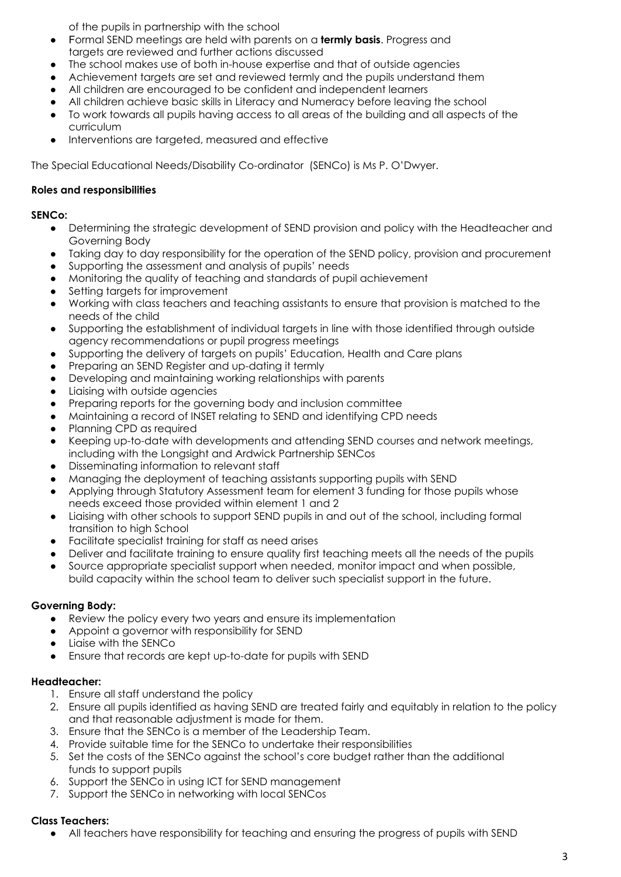of the pupils in partnership with the school

- Formal SEND meetings are held with parents on a **termly basis**. Progress and targets are reviewed and further actions discussed
- The school makes use of both in-house expertise and that of outside agencies
- Achievement targets are set and reviewed termly and the pupils understand them
- All children are encouraged to be confident and independent learners
- All children achieve basic skills in Literacy and Numeracy before leaving the school
- To work towards all pupils having access to all areas of the building and all aspects of the curriculum
- Interventions are targeted, measured and effective

The Special Educational Needs/Disability Co-ordinator (SENCo) is Ms P. O'Dwyer.

**Roles and responsibilities**

**SENCo:**

- Determining the strategic development of SEND provision and policy with the Headteacher and Governing Body
- Taking day to day responsibility for the operation of the SEND policy, provision and procurement
- Supporting the assessment and analysis of pupils' needs
- Monitoring the quality of teaching and standards of pupil achievement
- Setting targets for improvement
- Working with class teachers and teaching assistants to ensure that provision is matched to the needs of the child
- Supporting the establishment of individual targets in line with those identified through outside agency recommendations or pupil progress meetings
- Supporting the delivery of targets on pupils' Education, Health and Care plans
- Preparing an SEND Register and up-dating it termly
- Developing and maintaining working relationships with parents
- Liaising with outside agencies
- Preparing reports for the governing body and inclusion committee
- Maintaining a record of INSET relating to SEND and identifying CPD needs
- Planning CPD as required
- Keeping up-to-date with developments and attending SEND courses and network meetings, including with the Longsight and Ardwick Partnership SENCos
- Disseminating information to relevant staff
- Managing the deployment of teaching assistants supporting pupils with SEND
- Applying through Statutory Assessment team for element 3 funding for those pupils whose needs exceed those provided within element 1 and 2
- Liaising with other schools to support SEND pupils in and out of the school, including formal transition to high School
- Facilitate specialist training for staff as need arises
- Deliver and facilitate training to ensure quality first teaching meets all the needs of the pupils
- Source appropriate specialist support when needed, monitor impact and when possible, build capacity within the school team to deliver such specialist support in the future.

**Governing Body:**

- Review the policy every two years and ensure its implementation
- Appoint a governor with responsibility for SEND
- Liaise with the SENCo
- Ensure that records are kept up-to-date for pupils with SEND

**Headteacher:**

1. Ensure all staff understand the policy
2. Ensure all pupils identified as having SEND are treated fairly and equitably in relation to the policy and that reasonable adjustment is made for them.
3. Ensure that the SENCo is a member of the Leadership Team.
4. Provide suitable time for the SENCo to undertake their responsibilities
5. Set the costs of the SENCo against the school's core budget rather than the additional funds to support pupils
6. Support the SENCo in using ICT for SEND management
7. Support the SENCo in networking with local SENCos

**Class Teachers:**

- All teachers have responsibility for teaching and ensuring the progress of pupils with SEND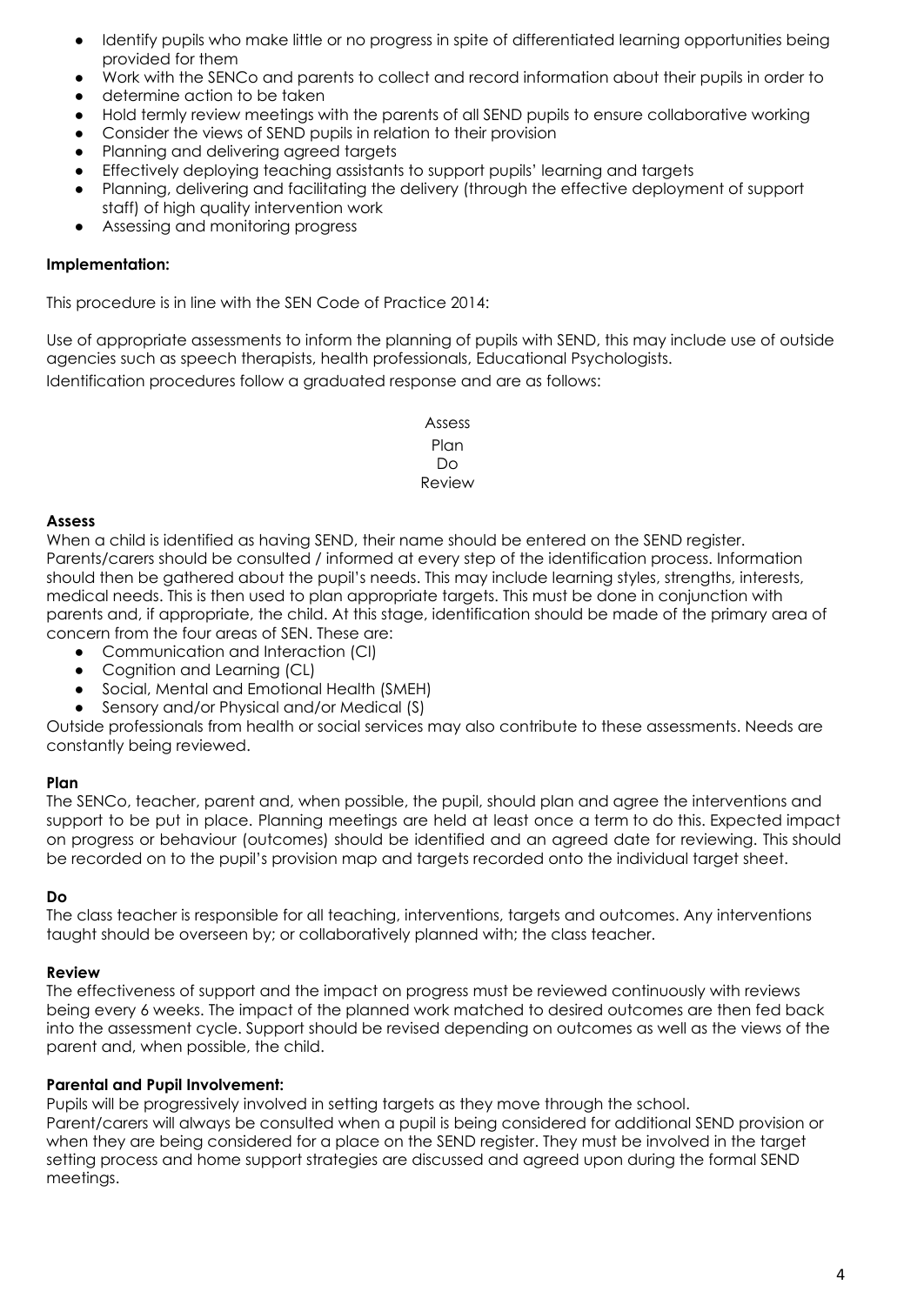- Identify pupils who make little or no progress in spite of differentiated learning opportunities being provided for them
- Work with the SENCo and parents to collect and record information about their pupils in order to
- determine action to be taken
- Hold termly review meetings with the parents of all SEND pupils to ensure collaborative working
- Consider the views of SEND pupils in relation to their provision
- Planning and delivering agreed targets
- Effectively deploying teaching assistants to support pupils' learning and targets
- Planning, delivering and facilitating the delivery (through the effective deployment of support staff) of high quality intervention work
- Assessing and monitoring progress

**Implementation:**

This procedure is in line with the SEN Code of Practice 2014:

Use of appropriate assessments to inform the planning of pupils with SEND, this may include use of outside agencies such as speech therapists, health professionals, Educational Psychologists.

Identification procedures follow a graduated response and are as follows:

Assess
Plan
Do
Review

**Assess**

When a child is identified as having SEND, their name should be entered on the SEND register. Parents/carers should be consulted / informed at every step of the identification process. Information should then be gathered about the pupil's needs. This may include learning styles, strengths, interests, medical needs. This is then used to plan appropriate targets. This must be done in conjunction with parents and, if appropriate, the child. At this stage, identification should be made of the primary area of concern from the four areas of SEN. These are:

- Communication and Interaction (CI)
- Cognition and Learning (CL)
- Social, Mental and Emotional Health (SMEH)
- Sensory and/or Physical and/or Medical (S)

Outside professionals from health or social services may also contribute to these assessments. Needs are constantly being reviewed.

**Plan**

The SENCo, teacher, parent and, when possible, the pupil, should plan and agree the interventions and support to be put in place. Planning meetings are held at least once a term to do this. Expected impact on progress or behaviour (outcomes) should be identified and an agreed date for reviewing. This should be recorded on to the pupil's provision map and targets recorded onto the individual target sheet.

**Do**

The class teacher is responsible for all teaching, interventions, targets and outcomes. Any interventions taught should be overseen by; or collaboratively planned with; the class teacher.

**Review**

The effectiveness of support and the impact on progress must be reviewed continuously with reviews being every 6 weeks. The impact of the planned work matched to desired outcomes are then fed back into the assessment cycle. Support should be revised depending on outcomes as well as the views of the parent and, when possible, the child.

**Parental and Pupil Involvement:**

Pupils will be progressively involved in setting targets as they move through the school.

Parent/carers will always be consulted when a pupil is being considered for additional SEND provision or when they are being considered for a place on the SEND register. They must be involved in the target setting process and home support strategies are discussed and agreed upon during the formal SEND meetings.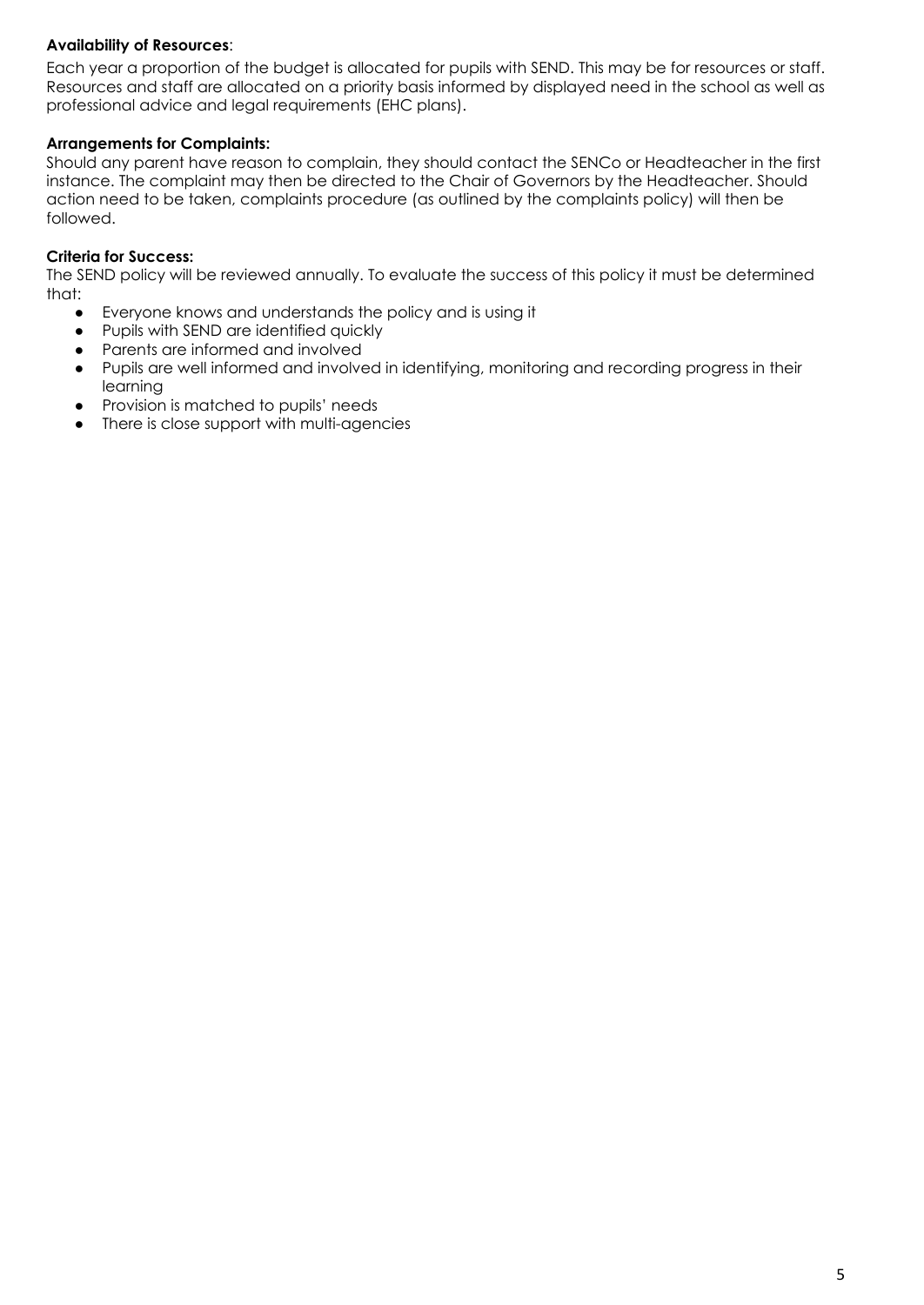**Availability of Resources**:

Each year a proportion of the budget is allocated for pupils with SEND. This may be for resources or staff. Resources and staff are allocated on a priority basis informed by displayed need in the school as well as professional advice and legal requirements (EHC plans).

**Arrangements for Complaints:**

Should any parent have reason to complain, they should contact the SENCo or Headteacher in the first instance. The complaint may then be directed to the Chair of Governors by the Headteacher. Should action need to be taken, complaints procedure (as outlined by the complaints policy) will then be followed.

**Criteria for Success:**

The SEND policy will be reviewed annually. To evaluate the success of this policy it must be determined that:

- Everyone knows and understands the policy and is using it
- Pupils with SEND are identified quickly
- Parents are informed and involved
- Pupils are well informed and involved in identifying, monitoring and recording progress in their learning
- Provision is matched to pupils' needs
- There is close support with multi-agencies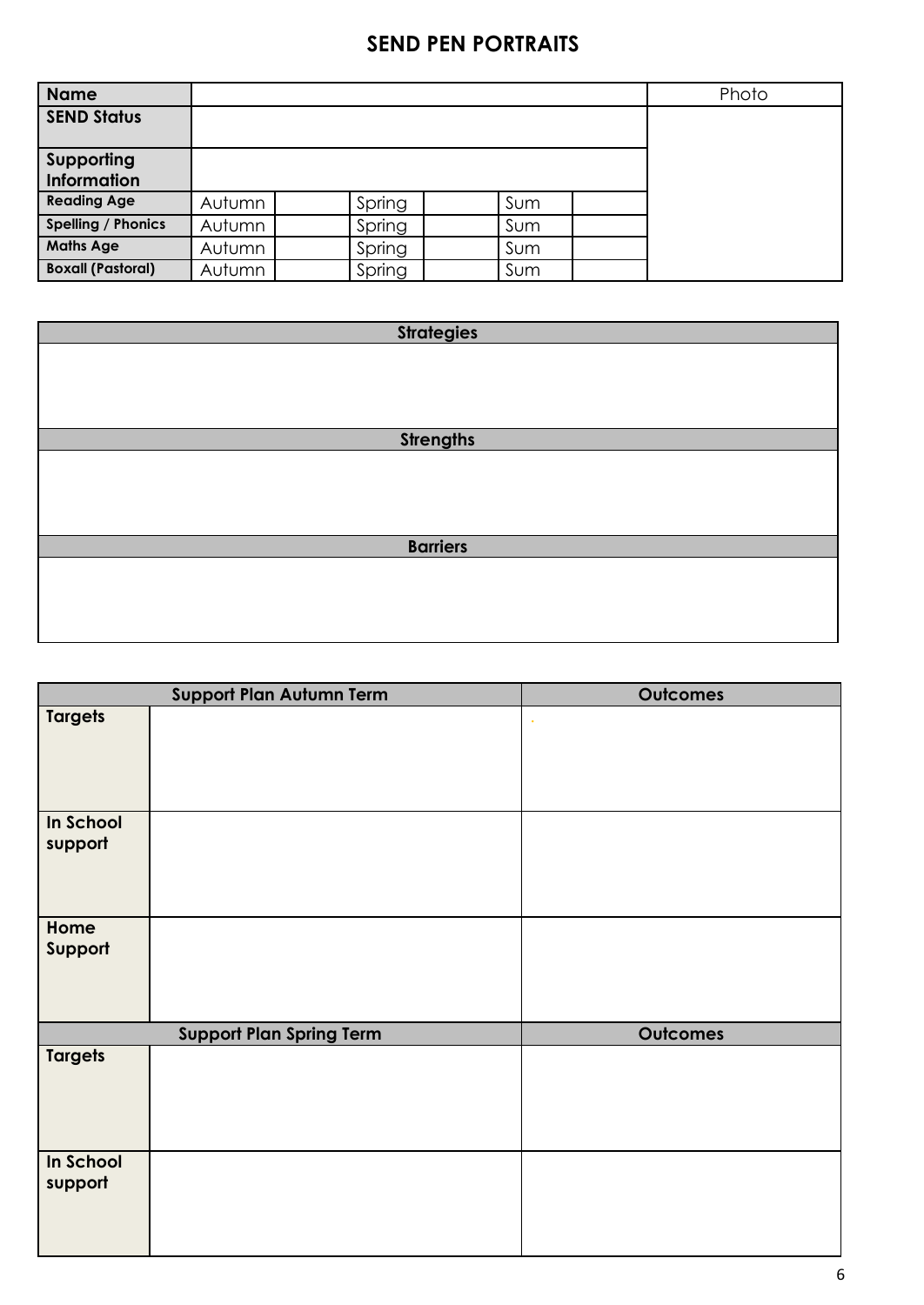## SEND PEN PORTRAITS

| Name | | | | | | | Photo |
|---|---|---|---|---|---|---|---|
| SEND Status | | | | | | | |
| Supporting Information | | | | | | | |
| Reading Age | Autumn | | Spring | | Sum | | |
| Spelling / Phonics | Autumn | | Spring | | Sum | | |
| Maths Age | Autumn | | Spring | | Sum | | |
| Boxall (Pastoral) | Autumn | | Spring | | Sum | | |

| Strategies |
|---|
| |
| **Strengths** |
| |
| **Barriers** |
| |

| Support Plan Autumn Term | | Outcomes |
|---|---|---|
| Targets | | |
| In School support | | |
| Home Support | | |
| **Support Plan Spring Term** | | **Outcomes** |
| Targets | | |
| In School support | | |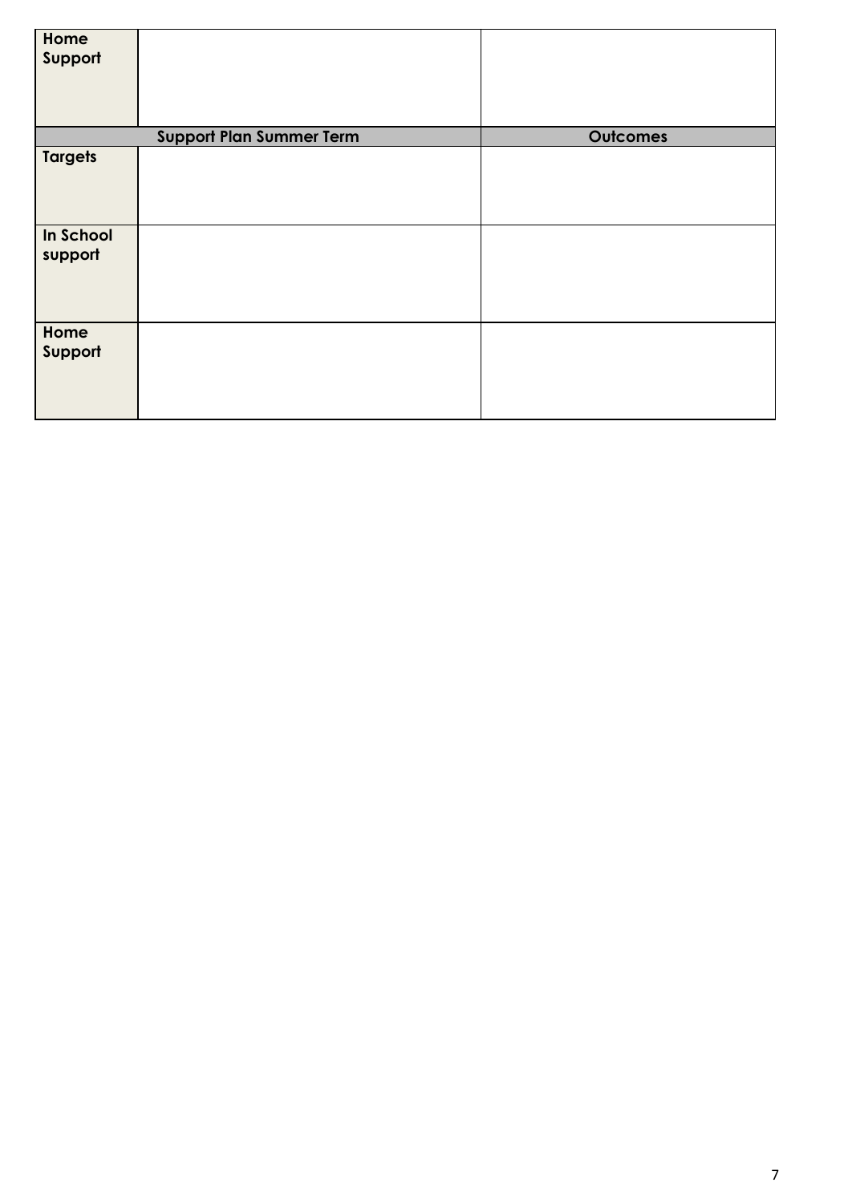| | | |
|---|---|---|
| **Home Support** | | |
| **Support Plan Summer Term** | | **Outcomes** |
| **Targets** | | |
| **In School support** | | |
| **Home Support** | | |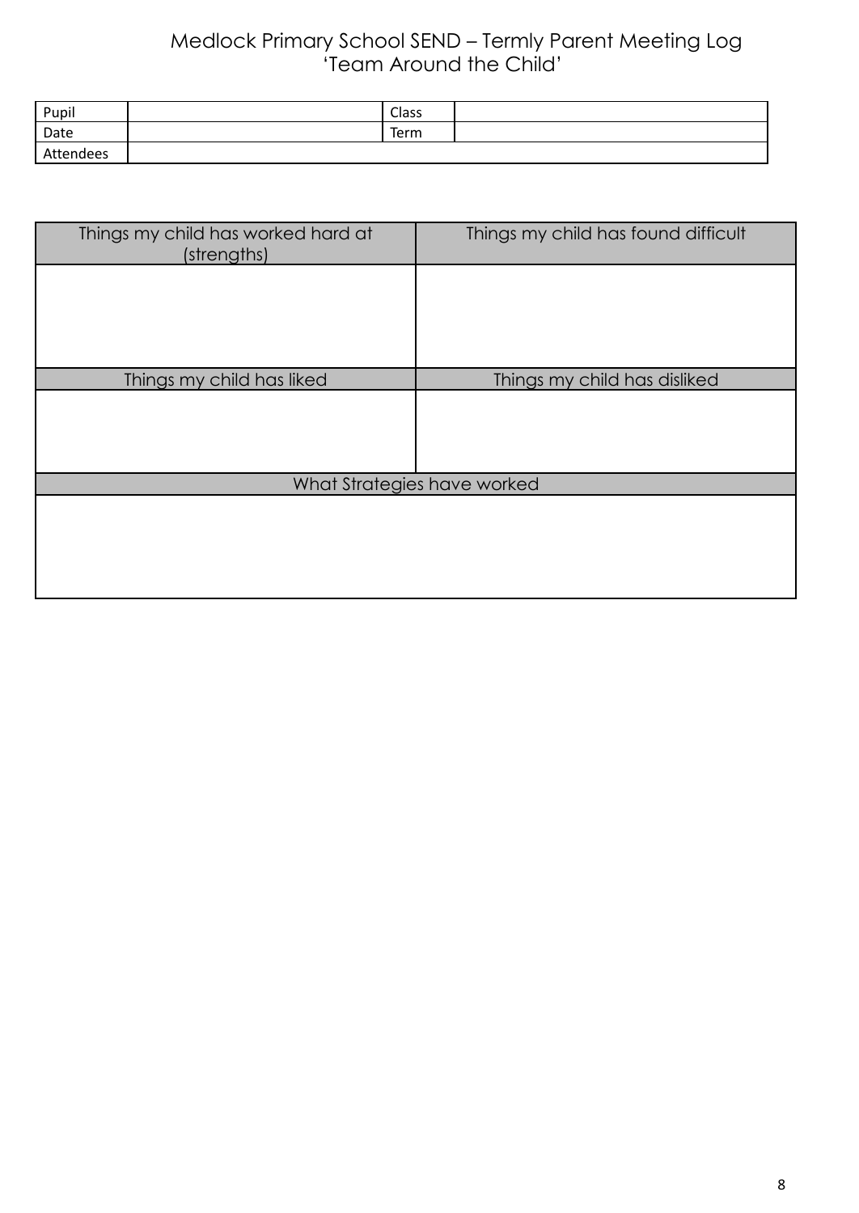# Medlock Primary School SEND – Termly Parent Meeting Log
## 'Team Around the Child'

| | | | |
|---|---|---|---|
| Pupil | | Class | |
| Date | | Term | |
| Attendees | | | |

| Things my child has worked hard at (strengths) | Things my child has found difficult |
|---|---|
| | |
| **Things my child has liked** | **Things my child has disliked** |
| | |
| **What Strategies have worked** | |
| | |